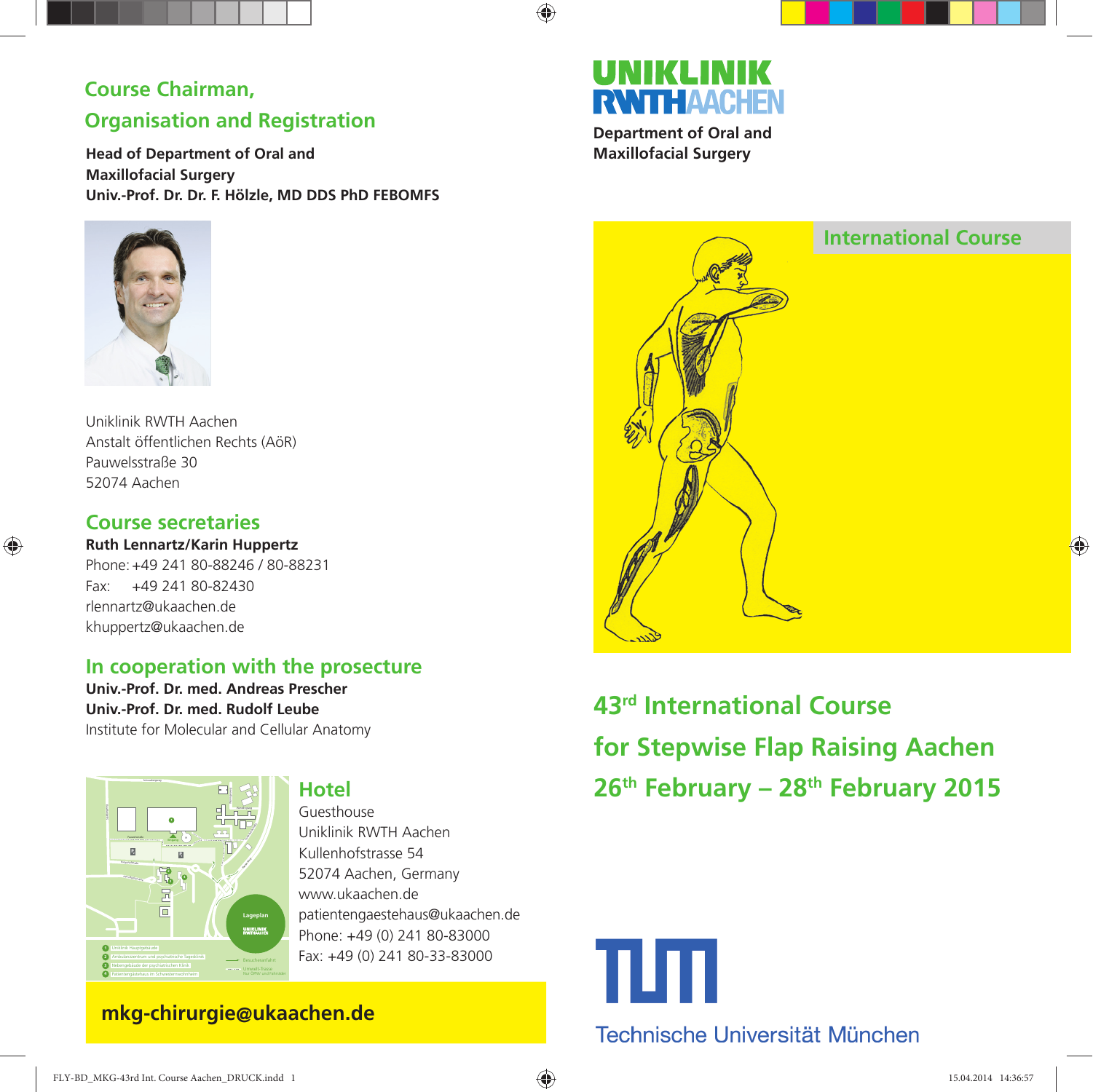## Course Chairman,
## Organisation and Registration

**Head of Department of Oral and Maxillofacial Surgery**
**Univ.-Prof. Dr. Dr. F. Hölzle, MD DDS PhD FEBOMFS**

Uniklinik RWTH Aachen
Anstalt öffentlichen Rechts (AöR)
Pauwelsstraße 30
52074 Aachen

## Course secretaries

**Ruth Lennartz/Karin Huppertz**
Phone: +49 241 80-88246 / 80-88231
Fax: +49 241 80-82430
rlennartz@ukaachen.de
khuppertz@ukaachen.de

## In cooperation with the prosecture

**Univ.-Prof. Dr. med. Andreas Prescher**
**Univ.-Prof. Dr. med. Rudolf Leube**
Institute for Molecular and Cellular Anatomy

## Hotel

Guesthouse
Uniklinik RWTH Aachen
Kullenhofstrasse 54
52074 Aachen, Germany
www.ukaachen.de
patientengaestehaus@ukaachen.de
Phone: +49 (0) 241 80-83000
Fax: +49 (0) 241 80-33-83000

**mkg-chirurgie@ukaachen.de**

UNIKLINIK RWTHAACHEN

**Department of Oral and Maxillofacial Surgery**

International Course

# 43rd International Course for Stepwise Flap Raising Aachen 26th February – 28th February 2015

Technische Universität München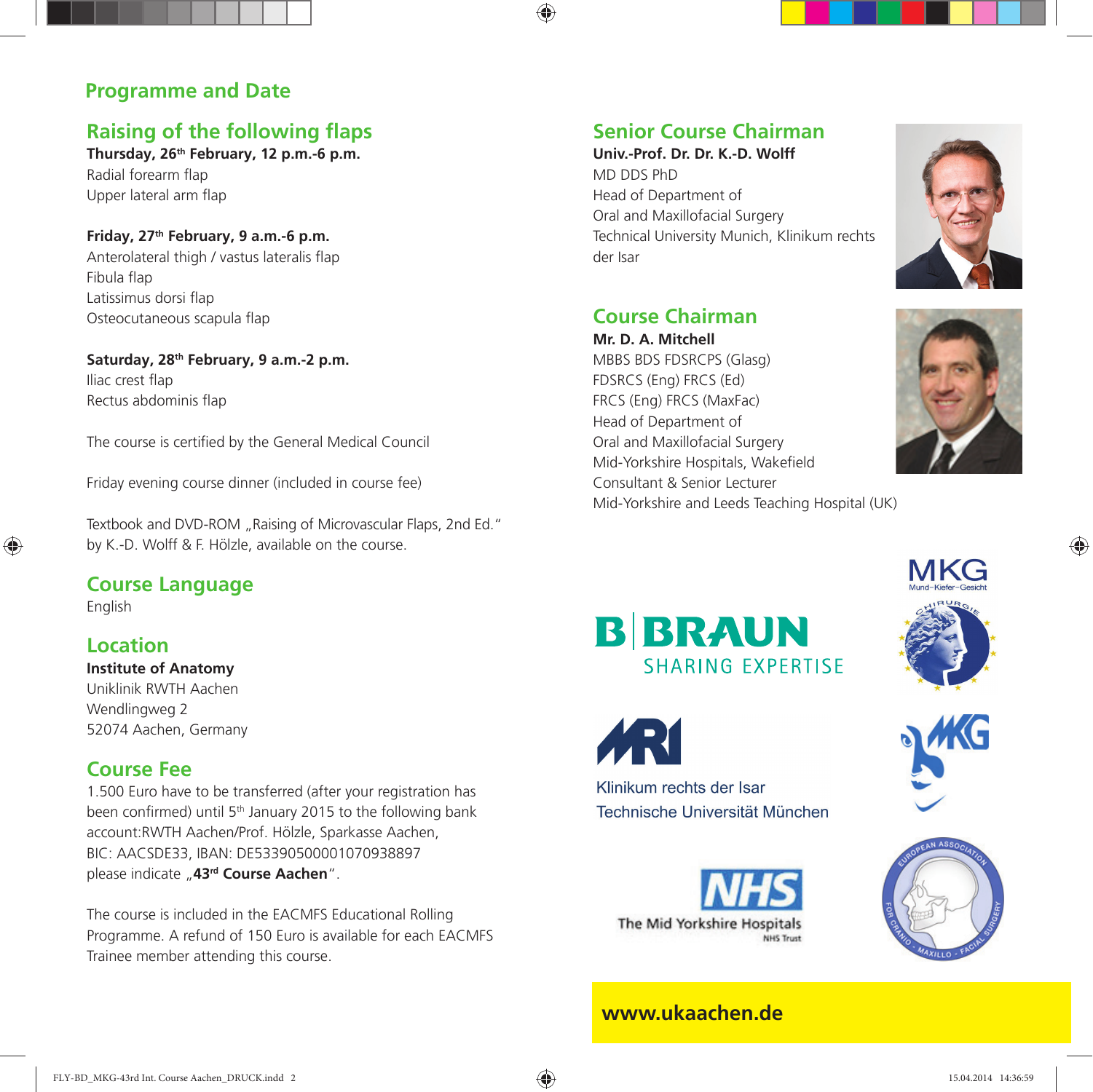## Programme and Date

### Raising of the following flaps

**Thursday, 26th February, 12 p.m.-6 p.m.**
Radial forearm flap
Upper lateral arm flap

**Friday, 27th February, 9 a.m.-6 p.m.**
Anterolateral thigh / vastus lateralis flap
Fibula flap
Latissimus dorsi flap
Osteocutaneous scapula flap

**Saturday, 28th February, 9 a.m.-2 p.m.**
Iliac crest flap
Rectus abdominis flap

The course is certified by the General Medical Council

Friday evening course dinner (included in course fee)

Textbook and DVD-ROM „Raising of Microvascular Flaps, 2nd Ed."
by K.-D. Wolff & F. Hölzle, available on the course.

### Course Language

English

### Location

**Institute of Anatomy**
Uniklinik RWTH Aachen
Wendlingweg 2
52074 Aachen, Germany

### Course Fee

1.500 Euro have to be transferred (after your registration has been confirmed) until 5th January 2015 to the following bank account:RWTH Aachen/Prof. Hölzle, Sparkasse Aachen,
BIC: AACSDE33, IBAN: DE53390500001070938897
please indicate „**43rd Course Aachen**".

The course is included in the EACMFS Educational Rolling Programme. A refund of 150 Euro is available for each EACMFS Trainee member attending this course.

### Senior Course Chairman

**Univ.-Prof. Dr. Dr. K.-D. Wolff**
MD DDS PhD
Head of Department of
Oral and Maxillofacial Surgery
Technical University Munich, Klinikum rechts der Isar

### Course Chairman

**Mr. D. A. Mitchell**
MBBS BDS FDSRCPS (Glasg)
FDSRCS (Eng) FRCS (Ed)
FRCS (Eng) FRCS (MaxFac)
Head of Department of
Oral and Maxillofacial Surgery
Mid-Yorkshire Hospitals, Wakefield
Consultant & Senior Lecturer
Mid-Yorkshire and Leeds Teaching Hospital (UK)

B|BRAUN SHARING EXPERTISE

MKG Mund–Kiefer–Gesicht CHIRURGIE

MRI Klinikum rechts der Isar Technische Universität München

MKG

NHS The Mid Yorkshire Hospitals NHS Trust

European Association for Cranio-Maxillo-Facial Surgery

**www.ukaachen.de**